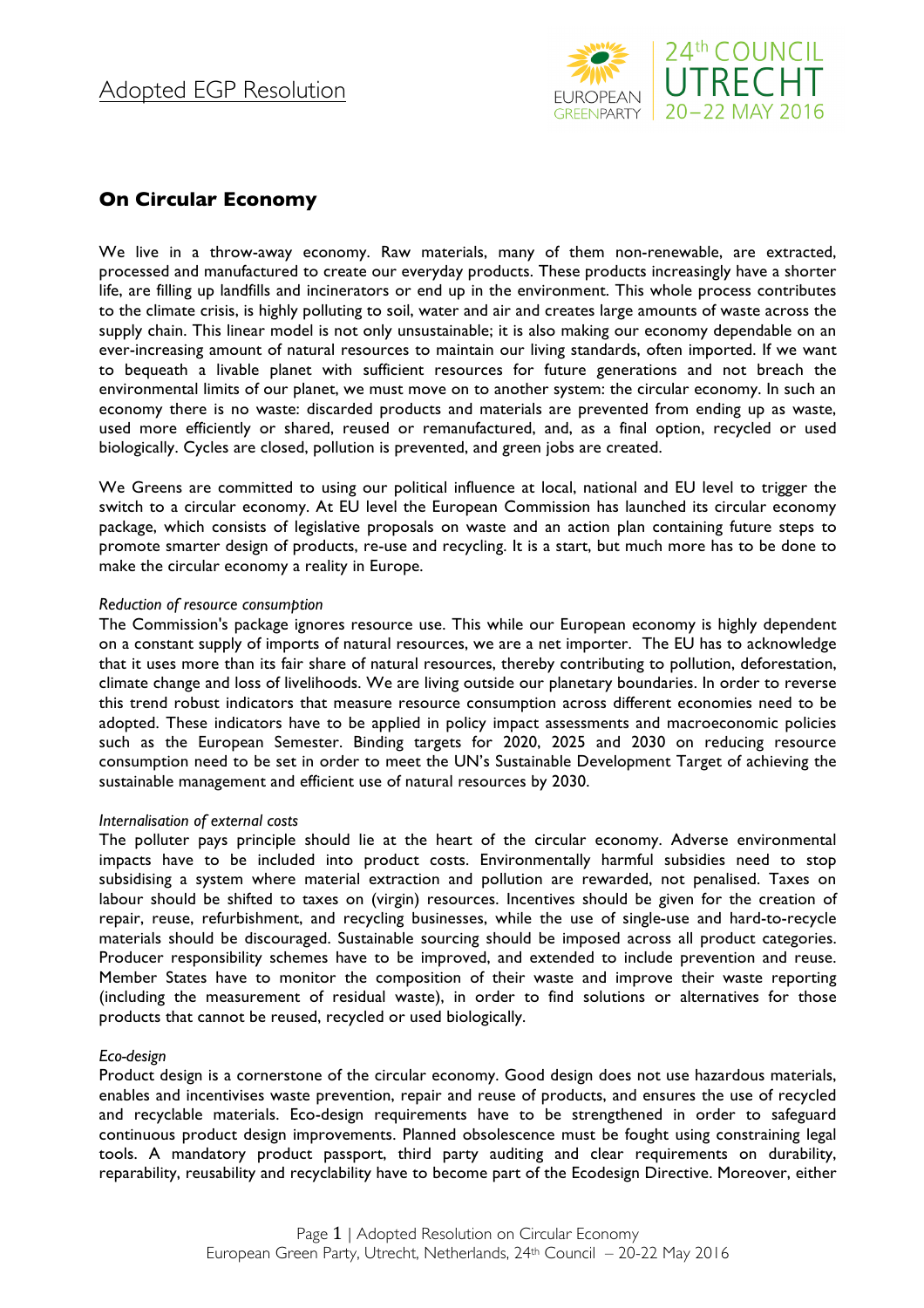Adopted EGP Resolution

## On Circular Economy

We live in a throw-away economy. Raw materials, many of them non-renewable, are extracted, processed and manufactured to create our everyday products. These products increasingly have a shorter life, are filling up landfills and incinerators or end up in the environment. This whole process contributes to the climate crisis, is highly polluting to soil, water and air and creates large amounts of waste across the supply chain. This linear model is not only unsustainable; it is also making our economy dependable on an ever-increasing amount of natural resources to maintain our living standards, often imported. If we want to bequeath a livable planet with sufficient resources for future generations and not breach the environmental limits of our planet, we must move on to another system: the circular economy. In such an economy there is no waste: discarded products and materials are prevented from ending up as waste, used more efficiently or shared, reused or remanufactured, and, as a final option, recycled or used biologically. Cycles are closed, pollution is prevented, and green jobs are created.

We Greens are committed to using our political influence at local, national and EU level to trigger the switch to a circular economy. At EU level the European Commission has launched its circular economy package, which consists of legislative proposals on waste and an action plan containing future steps to promote smarter design of products, re-use and recycling. It is a start, but much more has to be done to make the circular economy a reality in Europe.

*Reduction of resource consumption*

The Commission's package ignores resource use. This while our European economy is highly dependent on a constant supply of imports of natural resources, we are a net importer. The EU has to acknowledge that it uses more than its fair share of natural resources, thereby contributing to pollution, deforestation, climate change and loss of livelihoods. We are living outside our planetary boundaries. In order to reverse this trend robust indicators that measure resource consumption across different economies need to be adopted. These indicators have to be applied in policy impact assessments and macroeconomic policies such as the European Semester. Binding targets for 2020, 2025 and 2030 on reducing resource consumption need to be set in order to meet the UN's Sustainable Development Target of achieving the sustainable management and efficient use of natural resources by 2030.

*Internalisation of external costs*

The polluter pays principle should lie at the heart of the circular economy. Adverse environmental impacts have to be included into product costs. Environmentally harmful subsidies need to stop subsidising a system where material extraction and pollution are rewarded, not penalised. Taxes on labour should be shifted to taxes on (virgin) resources. Incentives should be given for the creation of repair, reuse, refurbishment, and recycling businesses, while the use of single-use and hard-to-recycle materials should be discouraged. Sustainable sourcing should be imposed across all product categories. Producer responsibility schemes have to be improved, and extended to include prevention and reuse. Member States have to monitor the composition of their waste and improve their waste reporting (including the measurement of residual waste), in order to find solutions or alternatives for those products that cannot be reused, recycled or used biologically.

*Eco-design*

Product design is a cornerstone of the circular economy. Good design does not use hazardous materials, enables and incentivises waste prevention, repair and reuse of products, and ensures the use of recycled and recyclable materials. Eco-design requirements have to be strengthened in order to safeguard continuous product design improvements. Planned obsolescence must be fought using constraining legal tools. A mandatory product passport, third party auditing and clear requirements on durability, reparability, reusability and recyclability have to become part of the Ecodesign Directive. Moreover, either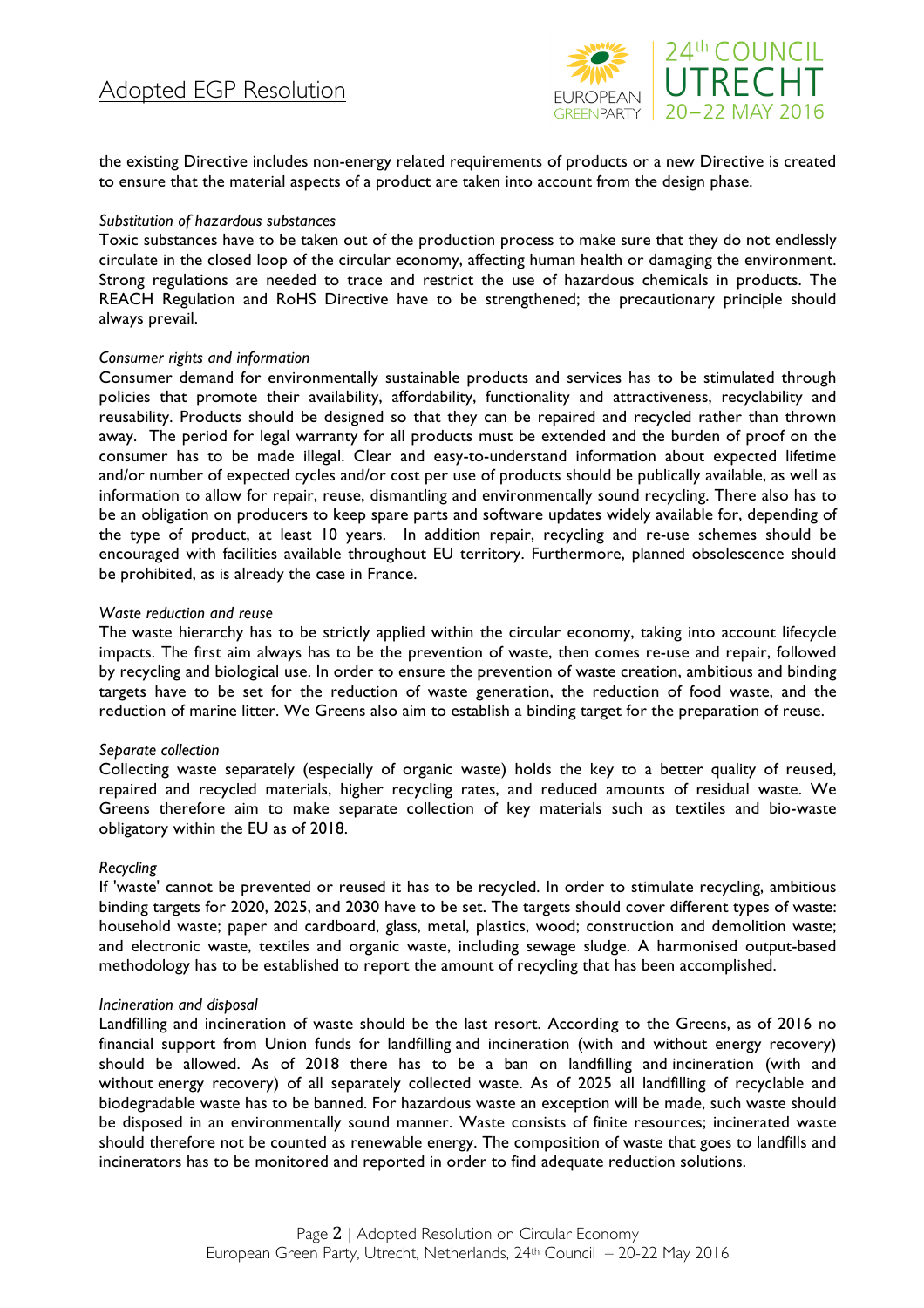the existing Directive includes non-energy related requirements of products or a new Directive is created to ensure that the material aspects of a product are taken into account from the design phase.

*Substitution of hazardous substances*

Toxic substances have to be taken out of the production process to make sure that they do not endlessly circulate in the closed loop of the circular economy, affecting human health or damaging the environment. Strong regulations are needed to trace and restrict the use of hazardous chemicals in products. The REACH Regulation and RoHS Directive have to be strengthened; the precautionary principle should always prevail.

*Consumer rights and information*

Consumer demand for environmentally sustainable products and services has to be stimulated through policies that promote their availability, affordability, functionality and attractiveness, recyclability and reusability. Products should be designed so that they can be repaired and recycled rather than thrown away. The period for legal warranty for all products must be extended and the burden of proof on the consumer has to be made illegal. Clear and easy-to-understand information about expected lifetime and/or number of expected cycles and/or cost per use of products should be publically available, as well as information to allow for repair, reuse, dismantling and environmentally sound recycling. There also has to be an obligation on producers to keep spare parts and software updates widely available for, depending of the type of product, at least 10 years. In addition repair, recycling and re-use schemes should be encouraged with facilities available throughout EU territory. Furthermore, planned obsolescence should be prohibited, as is already the case in France.

*Waste reduction and reuse*

The waste hierarchy has to be strictly applied within the circular economy, taking into account lifecycle impacts. The first aim always has to be the prevention of waste, then comes re-use and repair, followed by recycling and biological use. In order to ensure the prevention of waste creation, ambitious and binding targets have to be set for the reduction of waste generation, the reduction of food waste, and the reduction of marine litter. We Greens also aim to establish a binding target for the preparation of reuse.

*Separate collection*

Collecting waste separately (especially of organic waste) holds the key to a better quality of reused, repaired and recycled materials, higher recycling rates, and reduced amounts of residual waste. We Greens therefore aim to make separate collection of key materials such as textiles and bio-waste obligatory within the EU as of 2018.

*Recycling*

If 'waste' cannot be prevented or reused it has to be recycled. In order to stimulate recycling, ambitious binding targets for 2020, 2025, and 2030 have to be set. The targets should cover different types of waste: household waste; paper and cardboard, glass, metal, plastics, wood; construction and demolition waste; and electronic waste, textiles and organic waste, including sewage sludge. A harmonised output-based methodology has to be established to report the amount of recycling that has been accomplished.

*Incineration and disposal*

Landfilling and incineration of waste should be the last resort. According to the Greens, as of 2016 no financial support from Union funds for landfilling and incineration (with and without energy recovery) should be allowed. As of 2018 there has to be a ban on landfilling and incineration (with and without energy recovery) of all separately collected waste. As of 2025 all landfilling of recyclable and biodegradable waste has to be banned. For hazardous waste an exception will be made, such waste should be disposed in an environmentally sound manner. Waste consists of finite resources; incinerated waste should therefore not be counted as renewable energy. The composition of waste that goes to landfills and incinerators has to be monitored and reported in order to find adequate reduction solutions.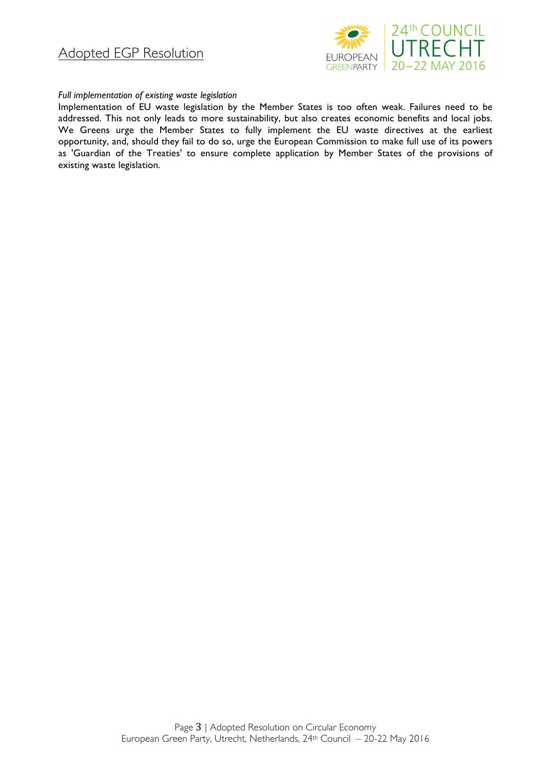*Full implementation of existing waste legislation*

Implementation of EU waste legislation by the Member States is too often weak. Failures need to be addressed. This not only leads to more sustainability, but also creates economic benefits and local jobs. We Greens urge the Member States to fully implement the EU waste directives at the earliest opportunity, and, should they fail to do so, urge the European Commission to make full use of its powers as 'Guardian of the Treaties' to ensure complete application by Member States of the provisions of existing waste legislation.